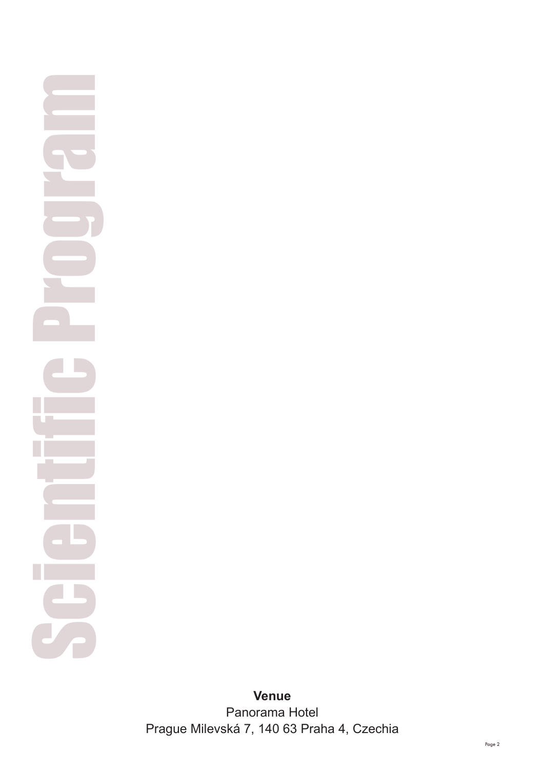# Scientific Program

**Venue**

Panorama Hotel

Prague Milevská 7, 140 63 Praha 4, Czechia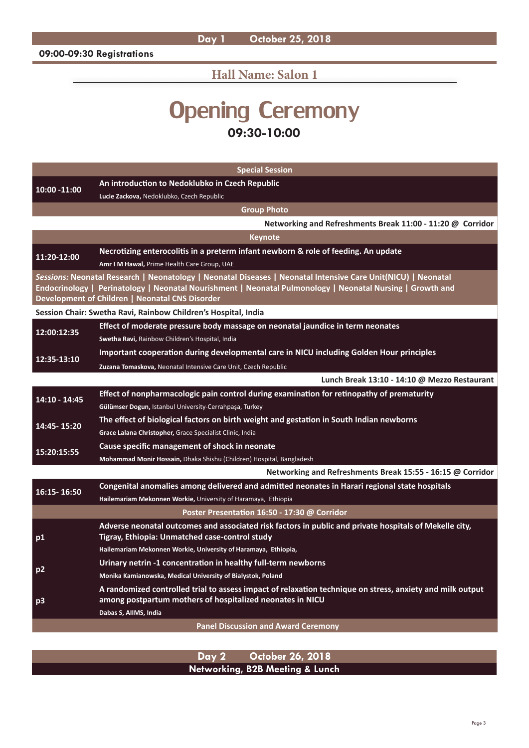## Day 1 October 25, 2018

**09:00-09:30 Registrations**

### Hall Name: Salon 1

# Opening Ceremony

**09:30-10:00**

| | |
|---|---|
| **Special Session** | |
| 10:00 -11:00 | **An introduction to Nedoklubko in Czech Republic**<br>**Lucie Zackova,** Nedoklubko, Czech Republic |
| **Group Photo** | |
| **Networking and Refreshments Break 11:00 - 11:20 @ Corridor** | |
| **Keynote** | |
| 11:20-12:00 | **Necrotizing enterocolitis in a preterm infant newborn & role of feeding. An update**<br>**Amr I M Hawal,** Prime Health Care Group, UAE |
| *Sessions:* **Neonatal Research \| Neonatology \| Neonatal Diseases \| Neonatal Intensive Care Unit(NICU) \| Neonatal Endocrinology \| Perinatology \| Neonatal Nourishment \| Neonatal Pulmonology \| Neonatal Nursing \| Growth and Development of Children \| Neonatal CNS Disorder** | |
| **Session Chair: Swetha Ravi, Rainbow Children's Hospital, India** | |
| 12:00:12:35 | **Effect of moderate pressure body massage on neonatal jaundice in term neonates**<br>**Swetha Ravi,** Rainbow Children's Hospital, India |
| 12:35-13:10 | **Important cooperation during developmental care in NICU including Golden Hour principles**<br>**Zuzana Tomaskova,** Neonatal Intensive Care Unit, Czech Republic |
| **Lunch Break 13:10 - 14:10 @ Mezzo Restaurant** | |
| 14:10 - 14:45 | **Effect of nonpharmacologic pain control during examination for retinopathy of prematurity**<br>**Gülümser Dogun,** Istanbul University-Cerrahpaşa, Turkey |
| 14:45- 15:20 | **The effect of biological factors on birth weight and gestation in South Indian newborns**<br>**Grace Lalana Christopher,** Grace Specialist Clinic, India |
| 15:20:15:55 | **Cause specific management of shock in neonate**<br>**Mohammad Monir Hossain,** Dhaka Shishu (Children) Hospital, Bangladesh |
| **Networking and Refreshments Break 15:55 - 16:15 @ Corridor** | |
| 16:15- 16:50 | **Congenital anomalies among delivered and admitted neonates in Harari regional state hospitals**<br>**Hailemariam Mekonnen Workie,** University of Haramaya, Ethiopia |
| **Poster Presentation 16:50 - 17:30 @ Corridor** | |
| p1 | **Adverse neonatal outcomes and associated risk factors in public and private hospitals of Mekelle city, Tigray, Ethiopia: Unmatched case-control study**<br>**Hailemariam Mekonnen Workie, University of Haramaya, Ethiopia,** |
| p2 | **Urinary netrin -1 concentration in healthy full-term newborns**<br>**Monika Kamianowska, Medical University of Bialystok, Poland** |
| p3 | **A randomized controlled trial to assess impact of relaxation technique on stress, anxiety and milk output among postpartum mothers of hospitalized neonates in NICU**<br>**Dabas S, AIIMS, India** |
| **Panel Discussion and Award Ceremony** | |

## Day 2 October 26, 2018

**Networking, B2B Meeting & Lunch**